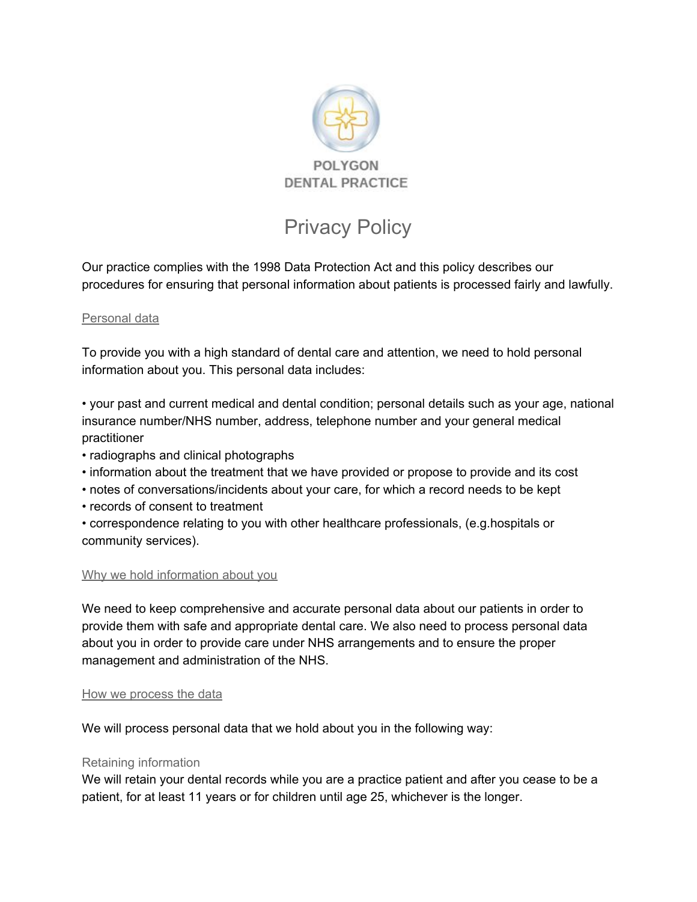POLYGON
DENTAL PRACTICE

# Privacy Policy

Our practice complies with the 1998 Data Protection Act and this policy describes our procedures for ensuring that personal information about patients is processed fairly and lawfully.

## Personal data

To provide you with a high standard of dental care and attention, we need to hold personal information about you. This personal data includes:

- your past and current medical and dental condition; personal details such as your age, national insurance number/NHS number, address, telephone number and your general medical practitioner
- radiographs and clinical photographs
- information about the treatment that we have provided or propose to provide and its cost
- notes of conversations/incidents about your care, for which a record needs to be kept
- records of consent to treatment
- correspondence relating to you with other healthcare professionals, (e.g.hospitals or community services).

## Why we hold information about you

We need to keep comprehensive and accurate personal data about our patients in order to provide them with safe and appropriate dental care. We also need to process personal data about you in order to provide care under NHS arrangements and to ensure the proper management and administration of the NHS.

## How we process the data

We will process personal data that we hold about you in the following way:

### Retaining information

We will retain your dental records while you are a practice patient and after you cease to be a patient, for at least 11 years or for children until age 25, whichever is the longer.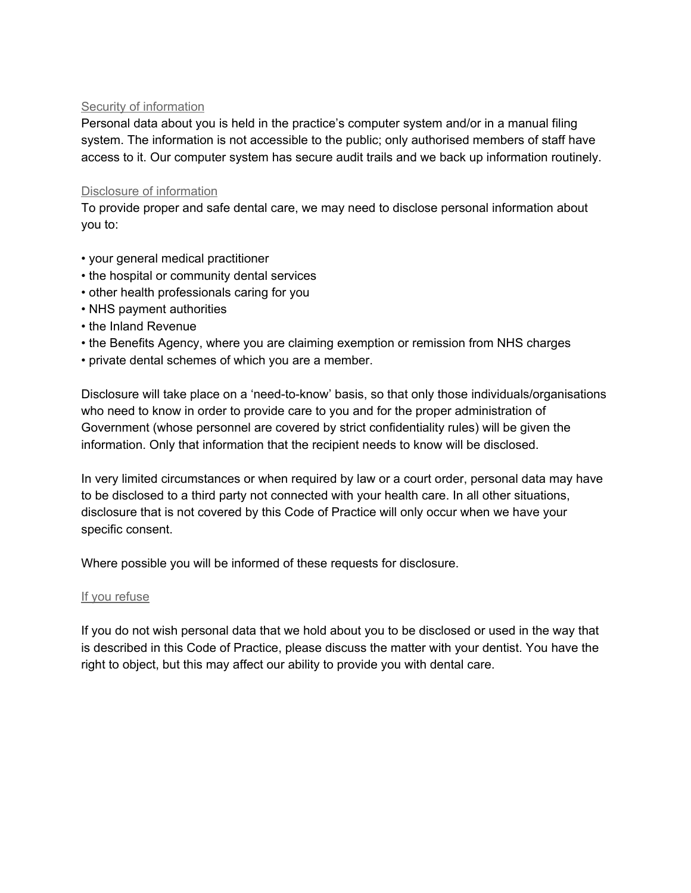## Security of information

Personal data about you is held in the practice's computer system and/or in a manual filing system. The information is not accessible to the public; only authorised members of staff have access to it. Our computer system has secure audit trails and we back up information routinely.

## Disclosure of information

To provide proper and safe dental care, we may need to disclose personal information about you to:

- your general medical practitioner
- the hospital or community dental services
- other health professionals caring for you
- NHS payment authorities
- the Inland Revenue
- the Benefits Agency, where you are claiming exemption or remission from NHS charges
- private dental schemes of which you are a member.

Disclosure will take place on a 'need-to-know' basis, so that only those individuals/organisations who need to know in order to provide care to you and for the proper administration of Government (whose personnel are covered by strict confidentiality rules) will be given the information. Only that information that the recipient needs to know will be disclosed.

In very limited circumstances or when required by law or a court order, personal data may have to be disclosed to a third party not connected with your health care. In all other situations, disclosure that is not covered by this Code of Practice will only occur when we have your specific consent.

Where possible you will be informed of these requests for disclosure.

## If you refuse

If you do not wish personal data that we hold about you to be disclosed or used in the way that is described in this Code of Practice, please discuss the matter with your dentist. You have the right to object, but this may affect our ability to provide you with dental care.